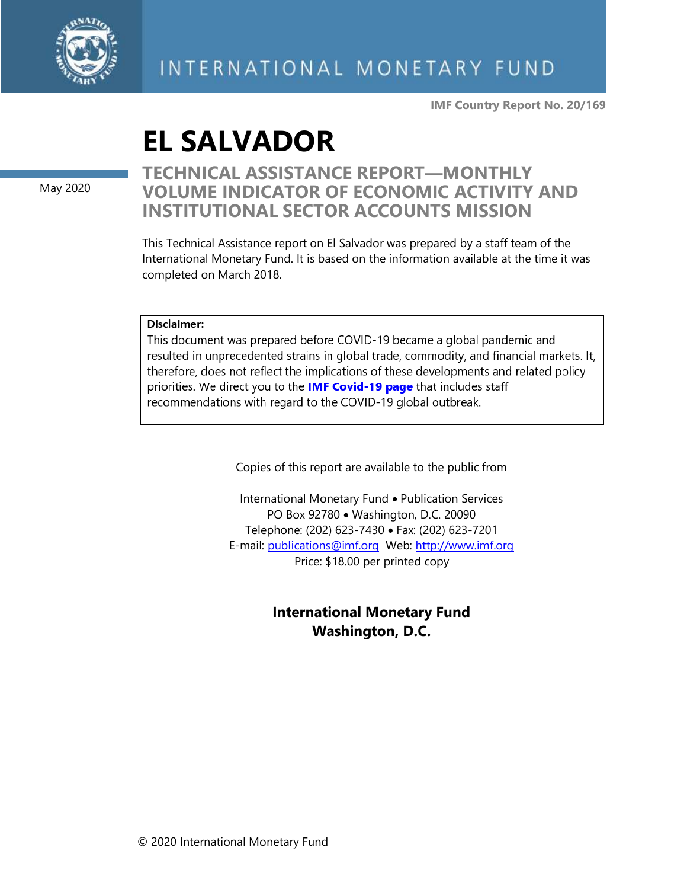INTERNATIONAL MONETARY FUND

IMF Country Report No. 20/169

# EL SALVADOR

May 2020

## TECHNICAL ASSISTANCE REPORT—MONTHLY VOLUME INDICATOR OF ECONOMIC ACTIVITY AND INSTITUTIONAL SECTOR ACCOUNTS MISSION

This Technical Assistance report on El Salvador was prepared by a staff team of the International Monetary Fund. It is based on the information available at the time it was completed on March 2018.

**Disclaimer:**
This document was prepared before COVID-19 became a global pandemic and resulted in unprecedented strains in global trade, commodity, and financial markets. It, therefore, does not reflect the implications of these developments and related policy priorities. We direct you to the **IMF Covid-19 page** that includes staff recommendations with regard to the COVID-19 global outbreak.

Copies of this report are available to the public from

International Monetary Fund • Publication Services
PO Box 92780 • Washington, D.C. 20090
Telephone: (202) 623-7430 • Fax: (202) 623-7201
E-mail: publications@imf.org Web: http://www.imf.org
Price: $18.00 per printed copy

**International Monetary Fund**
**Washington, D.C.**

© 2020 International Monetary Fund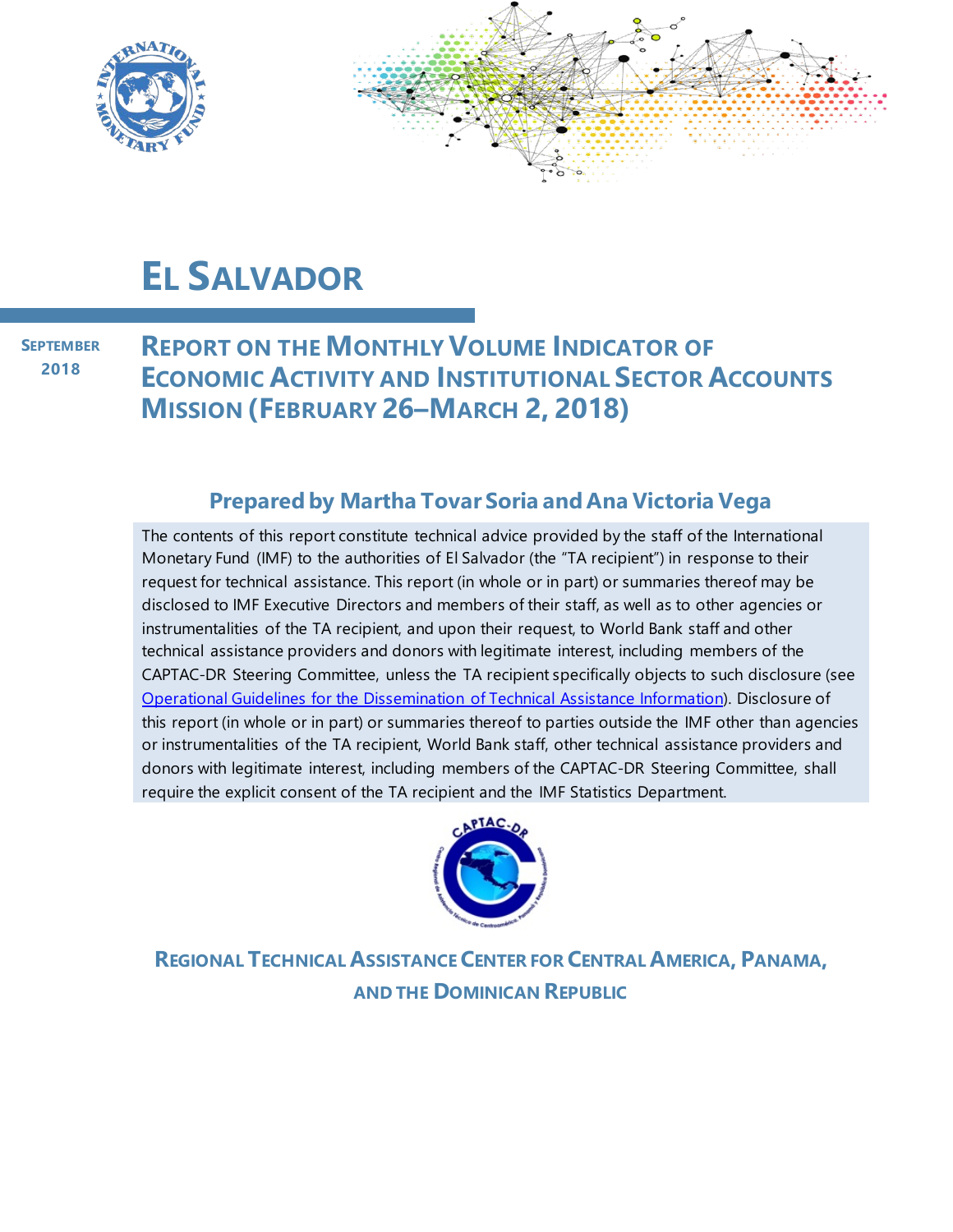# EL SALVADOR

SEPTEMBER 2018

## REPORT ON THE MONTHLY VOLUME INDICATOR OF ECONOMIC ACTIVITY AND INSTITUTIONAL SECTOR ACCOUNTS MISSION (FEBRUARY 26–MARCH 2, 2018)

### Prepared by Martha Tovar Soria and Ana Victoria Vega

The contents of this report constitute technical advice provided by the staff of the International Monetary Fund (IMF) to the authorities of El Salvador (the "TA recipient") in response to their request for technical assistance. This report (in whole or in part) or summaries thereof may be disclosed to IMF Executive Directors and members of their staff, as well as to other agencies or instrumentalities of the TA recipient, and upon their request, to World Bank staff and other technical assistance providers and donors with legitimate interest, including members of the CAPTAC-DR Steering Committee, unless the TA recipient specifically objects to such disclosure (see Operational Guidelines for the Dissemination of Technical Assistance Information). Disclosure of this report (in whole or in part) or summaries thereof to parties outside the IMF other than agencies or instrumentalities of the TA recipient, World Bank staff, other technical assistance providers and donors with legitimate interest, including members of the CAPTAC-DR Steering Committee, shall require the explicit consent of the TA recipient and the IMF Statistics Department.

REGIONAL TECHNICAL ASSISTANCE CENTER FOR CENTRAL AMERICA, PANAMA, AND THE DOMINICAN REPUBLIC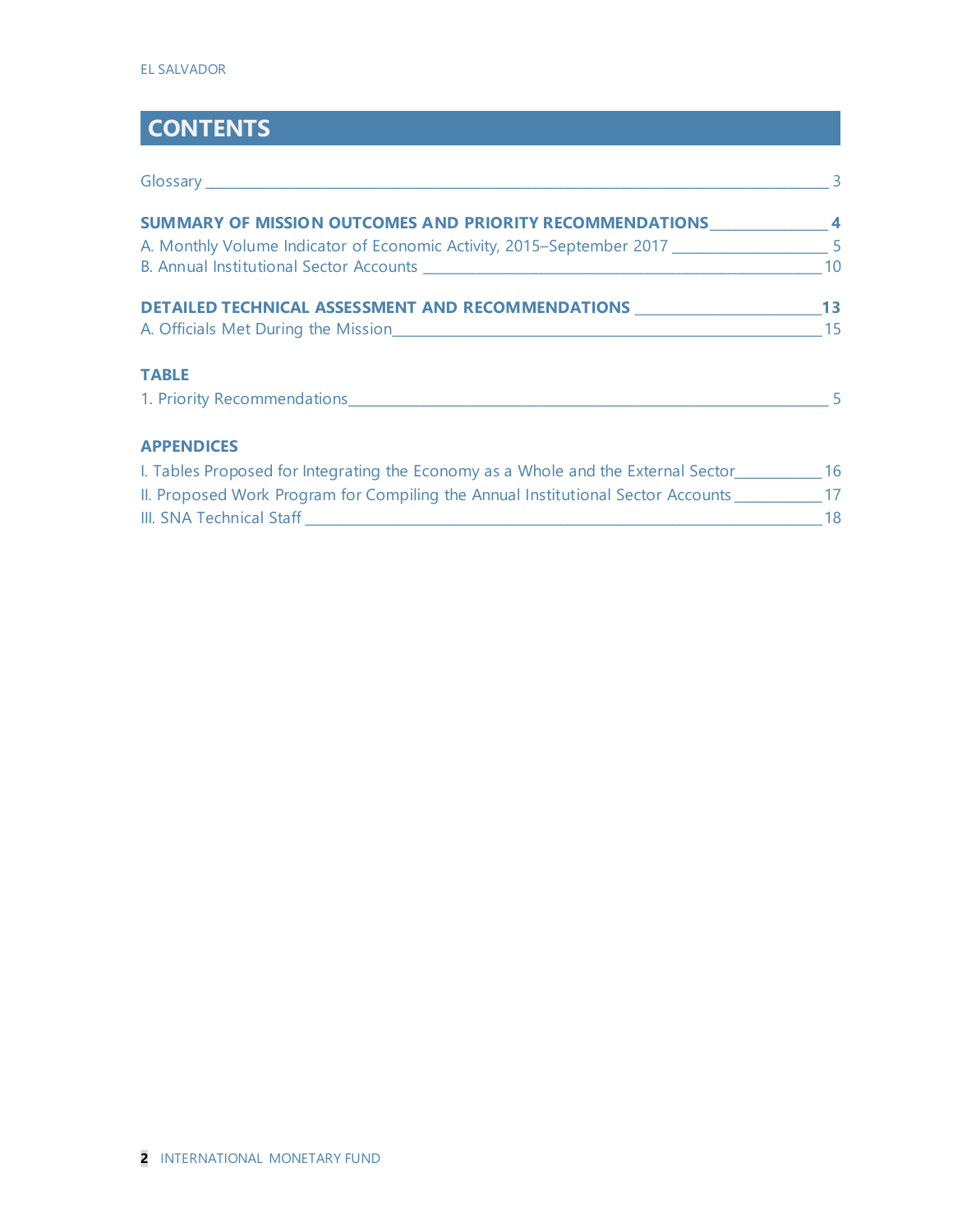# CONTENTS

Glossary ___ 3

**SUMMARY OF MISSION OUTCOMES AND PRIORITY RECOMMENDATIONS ___ 4**

A. Monthly Volume Indicator of Economic Activity, 2015–September 2017 ___ 5

B. Annual Institutional Sector Accounts ___ 10

**DETAILED TECHNICAL ASSESSMENT AND RECOMMENDATIONS ___ 13**

A. Officials Met During the Mission ___ 15

**TABLE**

1. Priority Recommendations ___ 5

**APPENDICES**

I. Tables Proposed for Integrating the Economy as a Whole and the External Sector ___ 16

II. Proposed Work Program for Compiling the Annual Institutional Sector Accounts ___ 17

III. SNA Technical Staff ___ 18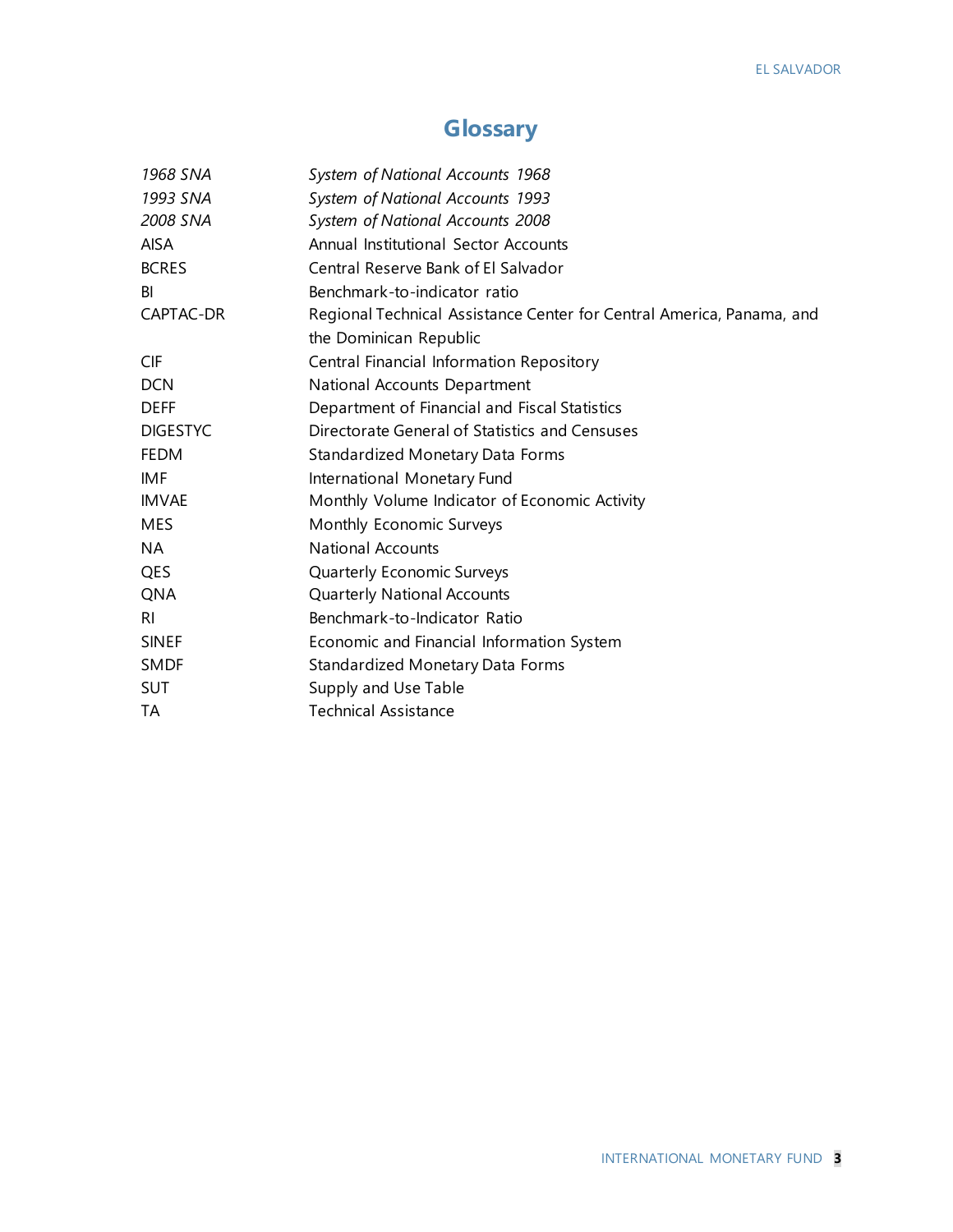# Glossary

| | |
|---|---|
| *1968 SNA* | *System of National Accounts 1968* |
| *1993 SNA* | *System of National Accounts 1993* |
| *2008 SNA* | *System of National Accounts 2008* |
| AISA | Annual Institutional Sector Accounts |
| BCRES | Central Reserve Bank of El Salvador |
| BI | Benchmark-to-indicator ratio |
| CAPTAC-DR | Regional Technical Assistance Center for Central America, Panama, and the Dominican Republic |
| CIF | Central Financial Information Repository |
| DCN | National Accounts Department |
| DEFF | Department of Financial and Fiscal Statistics |
| DIGESTYC | Directorate General of Statistics and Censuses |
| FEDM | Standardized Monetary Data Forms |
| IMF | International Monetary Fund |
| IMVAE | Monthly Volume Indicator of Economic Activity |
| MES | Monthly Economic Surveys |
| NA | National Accounts |
| QES | Quarterly Economic Surveys |
| QNA | Quarterly National Accounts |
| RI | Benchmark-to-Indicator Ratio |
| SINEF | Economic and Financial Information System |
| SMDF | Standardized Monetary Data Forms |
| SUT | Supply and Use Table |
| TA | Technical Assistance |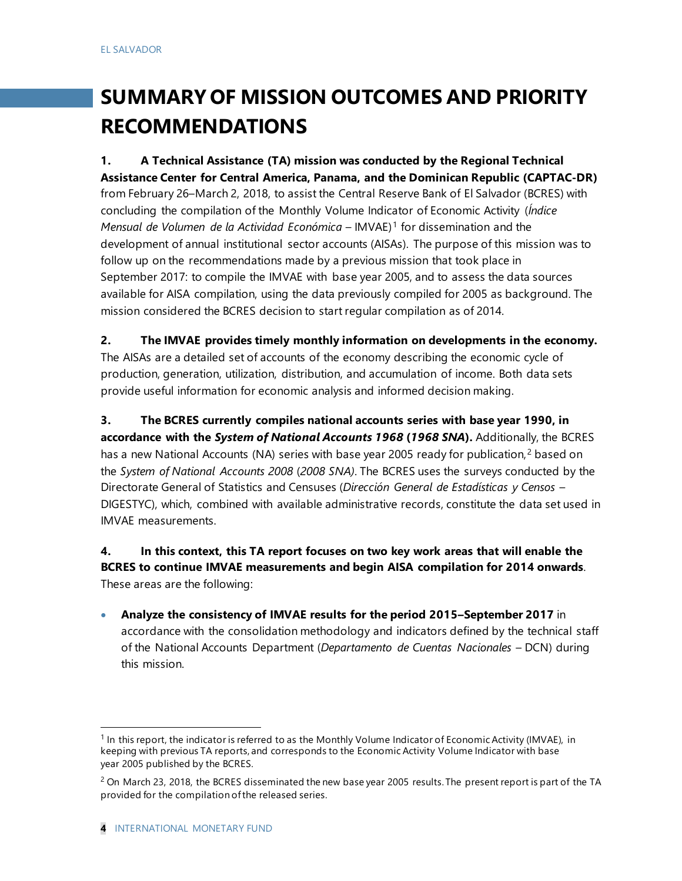# SUMMARY OF MISSION OUTCOMES AND PRIORITY RECOMMENDATIONS

**1. A Technical Assistance (TA) mission was conducted by the Regional Technical Assistance Center for Central America, Panama, and the Dominican Republic (CAPTAC-DR)** from February 26–March 2, 2018, to assist the Central Reserve Bank of El Salvador (BCRES) with concluding the compilation of the Monthly Volume Indicator of Economic Activity (*Índice Mensual de Volumen de la Actividad Económica* – IMVAE)[1] for dissemination and the development of annual institutional sector accounts (AISAs). The purpose of this mission was to follow up on the recommendations made by a previous mission that took place in September 2017: to compile the IMVAE with base year 2005, and to assess the data sources available for AISA compilation, using the data previously compiled for 2005 as background. The mission considered the BCRES decision to start regular compilation as of 2014.

**2. The IMVAE provides timely monthly information on developments in the economy.** The AISAs are a detailed set of accounts of the economy describing the economic cycle of production, generation, utilization, distribution, and accumulation of income. Both data sets provide useful information for economic analysis and informed decision making.

**3. The BCRES currently compiles national accounts series with base year 1990, in accordance with the *System of National Accounts 1968* (*1968 SNA*).** Additionally, the BCRES has a new National Accounts (NA) series with base year 2005 ready for publication,[2] based on the *System of National Accounts 2008* (*2008 SNA)*. The BCRES uses the surveys conducted by the Directorate General of Statistics and Censuses (*Dirección General de Estadísticas y Censos* – DIGESTYC), which, combined with available administrative records, constitute the data set used in IMVAE measurements.

**4. In this context, this TA report focuses on two key work areas that will enable the BCRES to continue IMVAE measurements and begin AISA compilation for 2014 onwards**. These areas are the following:

- **Analyze the consistency of IMVAE results for the period 2015–September 2017** in accordance with the consolidation methodology and indicators defined by the technical staff of the National Accounts Department (*Departamento de Cuentas Nacionales* – DCN) during this mission.

---

[1] In this report, the indicator is referred to as the Monthly Volume Indicator of Economic Activity (IMVAE), in keeping with previous TA reports, and corresponds to the Economic Activity Volume Indicator with base year 2005 published by the BCRES.

[2] On March 23, 2018, the BCRES disseminated the new base year 2005 results. The present report is part of the TA provided for the compilation of the released series.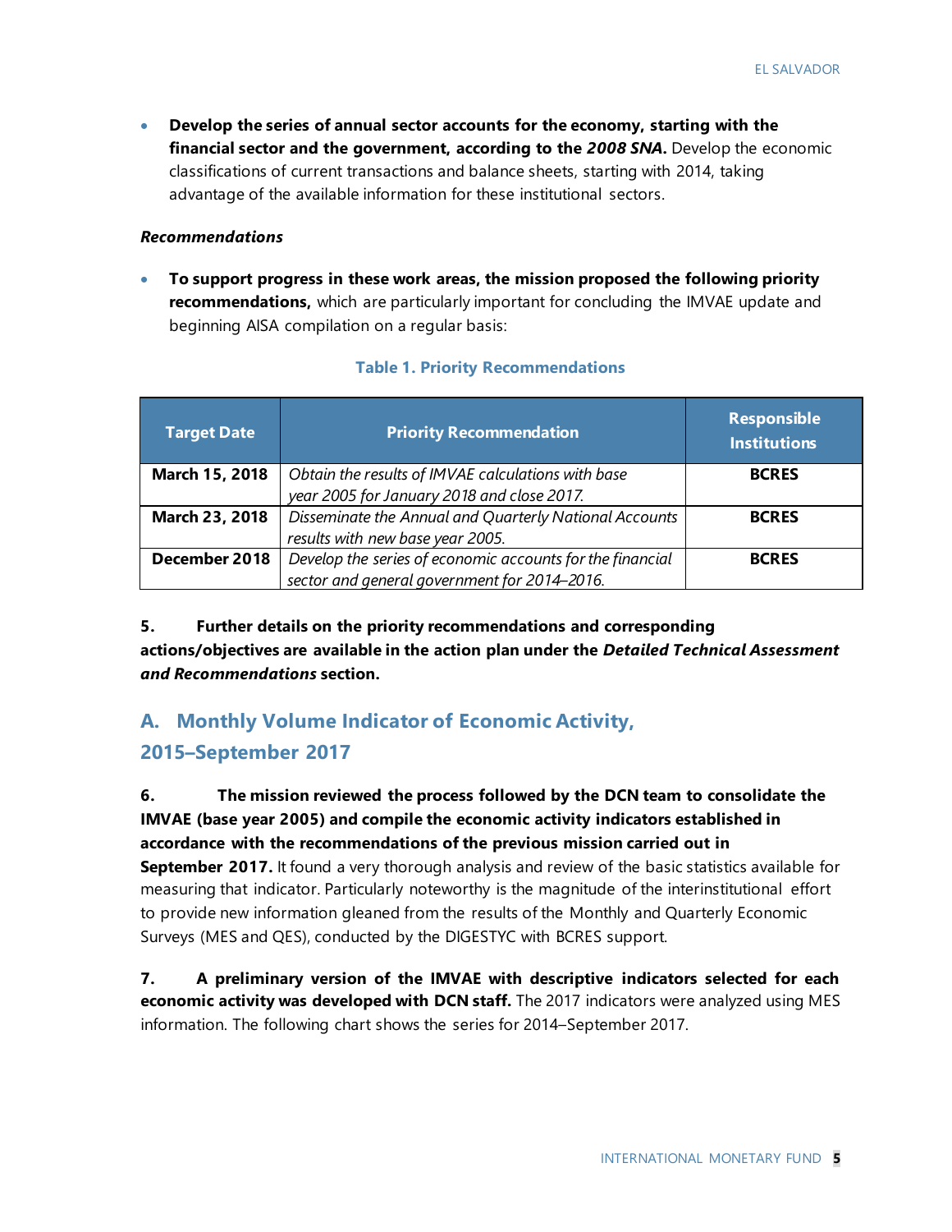- **Develop the series of annual sector accounts for the economy, starting with the financial sector and the government, according to the *2008 SNA*.** Develop the economic classifications of current transactions and balance sheets, starting with 2014, taking advantage of the available information for these institutional sectors.

***Recommendations***

- **To support progress in these work areas, the mission proposed the following priority recommendations,** which are particularly important for concluding the IMVAE update and beginning AISA compilation on a regular basis:

**Table 1. Priority Recommendations**

| Target Date | Priority Recommendation | Responsible Institutions |
|---|---|---|
| **March 15, 2018** | *Obtain the results of IMVAE calculations with base year 2005 for January 2018 and close 2017.* | **BCRES** |
| **March 23, 2018** | *Disseminate the Annual and Quarterly National Accounts results with new base year 2005.* | **BCRES** |
| **December 2018** | *Develop the series of economic accounts for the financial sector and general government for 2014–2016.* | **BCRES** |

**5. Further details on the priority recommendations and corresponding actions/objectives are available in the action plan under the *Detailed Technical Assessment and Recommendations* section.**

## A. Monthly Volume Indicator of Economic Activity, 2015–September 2017

**6. The mission reviewed the process followed by the DCN team to consolidate the IMVAE (base year 2005) and compile the economic activity indicators established in accordance with the recommendations of the previous mission carried out in September 2017.** It found a very thorough analysis and review of the basic statistics available for measuring that indicator. Particularly noteworthy is the magnitude of the interinstitutional effort to provide new information gleaned from the results of the Monthly and Quarterly Economic Surveys (MES and QES), conducted by the DIGESTYC with BCRES support.

**7. A preliminary version of the IMVAE with descriptive indicators selected for each economic activity was developed with DCN staff.** The 2017 indicators were analyzed using MES information. The following chart shows the series for 2014–September 2017.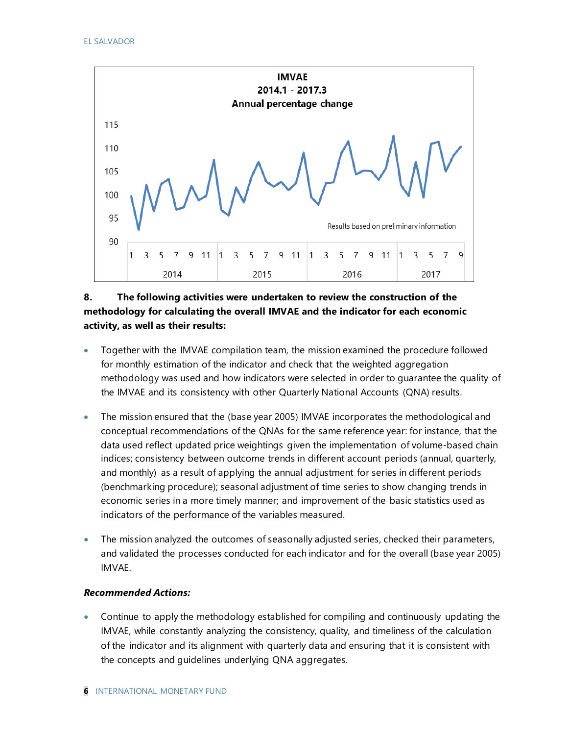**8. The following activities were undertaken to review the construction of the methodology for calculating the overall IMVAE and the indicator for each economic activity, as well as their results:**

- Together with the IMVAE compilation team, the mission examined the procedure followed for monthly estimation of the indicator and check that the weighted aggregation methodology was used and how indicators were selected in order to guarantee the quality of the IMVAE and its consistency with other Quarterly National Accounts (QNA) results.

- The mission ensured that the (base year 2005) IMVAE incorporates the methodological and conceptual recommendations of the QNAs for the same reference year: for instance, that the data used reflect updated price weightings given the implementation of volume-based chain indices; consistency between outcome trends in different account periods (annual, quarterly, and monthly) as a result of applying the annual adjustment for series in different periods (benchmarking procedure); seasonal adjustment of time series to show changing trends in economic series in a more timely manner; and improvement of the basic statistics used as indicators of the performance of the variables measured.

- The mission analyzed the outcomes of seasonally adjusted series, checked their parameters, and validated the processes conducted for each indicator and for the overall (base year 2005) IMVAE.

***Recommended Actions:***

- Continue to apply the methodology established for compiling and continuously updating the IMVAE, while constantly analyzing the consistency, quality, and timeliness of the calculation of the indicator and its alignment with quarterly data and ensuring that it is consistent with the concepts and guidelines underlying QNA aggregates.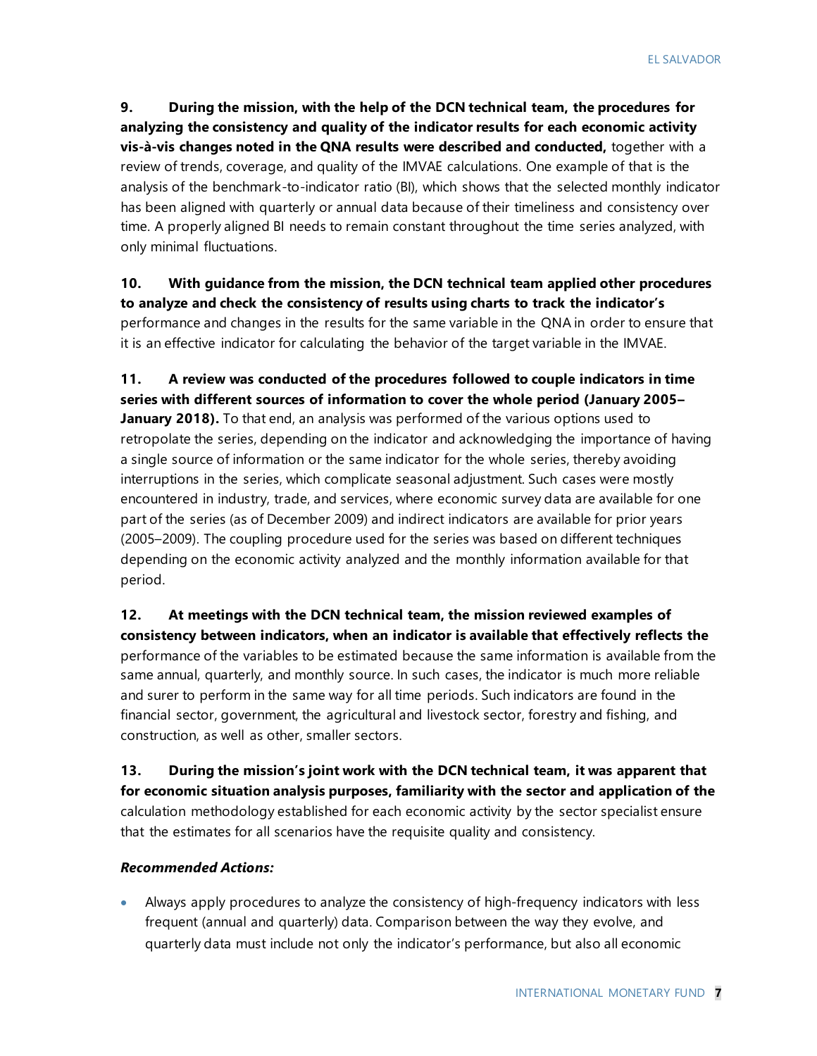**9. During the mission, with the help of the DCN technical team, the procedures for analyzing the consistency and quality of the indicator results for each economic activity vis-à-vis changes noted in the QNA results were described and conducted,** together with a review of trends, coverage, and quality of the IMVAE calculations. One example of that is the analysis of the benchmark-to-indicator ratio (BI), which shows that the selected monthly indicator has been aligned with quarterly or annual data because of their timeliness and consistency over time. A properly aligned BI needs to remain constant throughout the time series analyzed, with only minimal fluctuations.

**10. With guidance from the mission, the DCN technical team applied other procedures to analyze and check the consistency of results using charts to track the indicator's** performance and changes in the results for the same variable in the QNA in order to ensure that it is an effective indicator for calculating the behavior of the target variable in the IMVAE.

**11. A review was conducted of the procedures followed to couple indicators in time series with different sources of information to cover the whole period (January 2005–January 2018).** To that end, an analysis was performed of the various options used to retropolate the series, depending on the indicator and acknowledging the importance of having a single source of information or the same indicator for the whole series, thereby avoiding interruptions in the series, which complicate seasonal adjustment. Such cases were mostly encountered in industry, trade, and services, where economic survey data are available for one part of the series (as of December 2009) and indirect indicators are available for prior years (2005–2009). The coupling procedure used for the series was based on different techniques depending on the economic activity analyzed and the monthly information available for that period.

**12. At meetings with the DCN technical team, the mission reviewed examples of consistency between indicators, when an indicator is available that effectively reflects the** performance of the variables to be estimated because the same information is available from the same annual, quarterly, and monthly source. In such cases, the indicator is much more reliable and surer to perform in the same way for all time periods. Such indicators are found in the financial sector, government, the agricultural and livestock sector, forestry and fishing, and construction, as well as other, smaller sectors.

**13. During the mission's joint work with the DCN technical team, it was apparent that for economic situation analysis purposes, familiarity with the sector and application of the** calculation methodology established for each economic activity by the sector specialist ensure that the estimates for all scenarios have the requisite quality and consistency.

***Recommended Actions:***

- Always apply procedures to analyze the consistency of high-frequency indicators with less frequent (annual and quarterly) data. Comparison between the way they evolve, and quarterly data must include not only the indicator's performance, but also all economic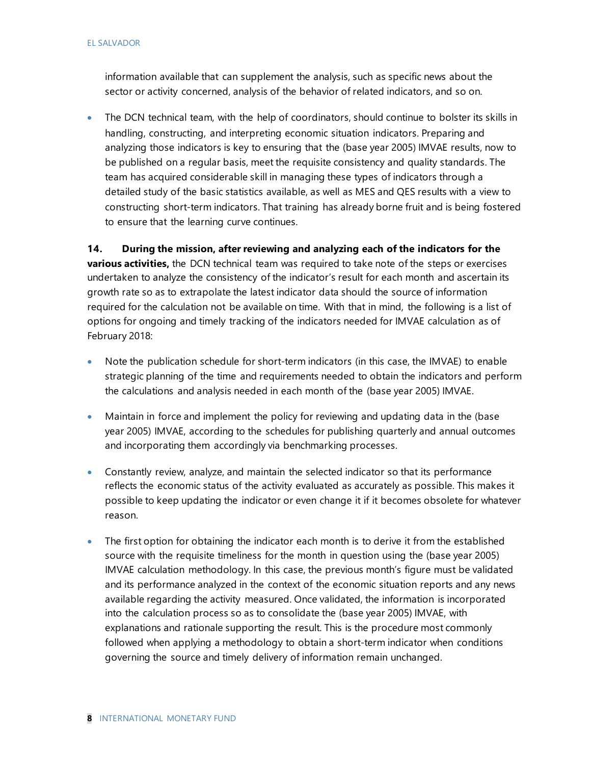information available that can supplement the analysis, such as specific news about the sector or activity concerned, analysis of the behavior of related indicators, and so on.

- The DCN technical team, with the help of coordinators, should continue to bolster its skills in handling, constructing, and interpreting economic situation indicators. Preparing and analyzing those indicators is key to ensuring that the (base year 2005) IMVAE results, now to be published on a regular basis, meet the requisite consistency and quality standards. The team has acquired considerable skill in managing these types of indicators through a detailed study of the basic statistics available, as well as MES and QES results with a view to constructing short-term indicators. That training has already borne fruit and is being fostered to ensure that the learning curve continues.

**14. During the mission, after reviewing and analyzing each of the indicators for the various activities,** the DCN technical team was required to take note of the steps or exercises undertaken to analyze the consistency of the indicator's result for each month and ascertain its growth rate so as to extrapolate the latest indicator data should the source of information required for the calculation not be available on time. With that in mind, the following is a list of options for ongoing and timely tracking of the indicators needed for IMVAE calculation as of February 2018:

- Note the publication schedule for short-term indicators (in this case, the IMVAE) to enable strategic planning of the time and requirements needed to obtain the indicators and perform the calculations and analysis needed in each month of the (base year 2005) IMVAE.

- Maintain in force and implement the policy for reviewing and updating data in the (base year 2005) IMVAE, according to the schedules for publishing quarterly and annual outcomes and incorporating them accordingly via benchmarking processes.

- Constantly review, analyze, and maintain the selected indicator so that its performance reflects the economic status of the activity evaluated as accurately as possible. This makes it possible to keep updating the indicator or even change it if it becomes obsolete for whatever reason.

- The first option for obtaining the indicator each month is to derive it from the established source with the requisite timeliness for the month in question using the (base year 2005) IMVAE calculation methodology. In this case, the previous month's figure must be validated and its performance analyzed in the context of the economic situation reports and any news available regarding the activity measured. Once validated, the information is incorporated into the calculation process so as to consolidate the (base year 2005) IMVAE, with explanations and rationale supporting the result. This is the procedure most commonly followed when applying a methodology to obtain a short-term indicator when conditions governing the source and timely delivery of information remain unchanged.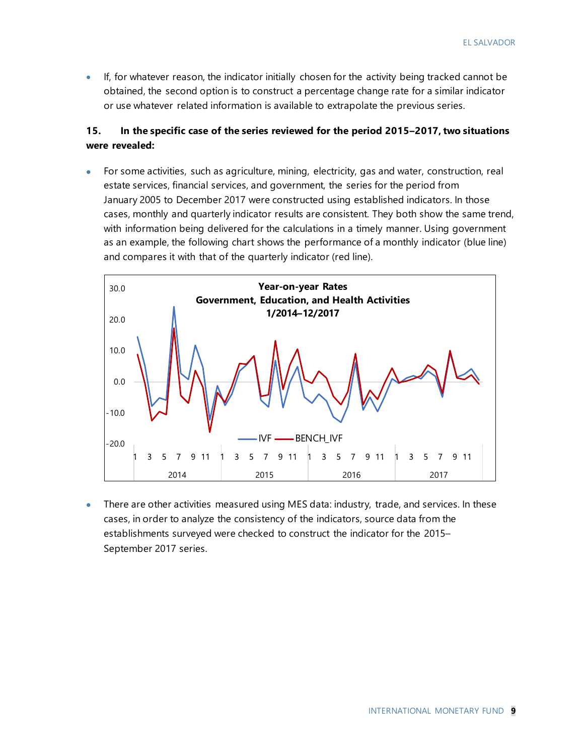- If, for whatever reason, the indicator initially chosen for the activity being tracked cannot be obtained, the second option is to construct a percentage change rate for a similar indicator or use whatever related information is available to extrapolate the previous series.

**15. In the specific case of the series reviewed for the period 2015–2017, two situations were revealed:**

- For some activities, such as agriculture, mining, electricity, gas and water, construction, real estate services, financial services, and government, the series for the period from January 2005 to December 2017 were constructed using established indicators. In those cases, monthly and quarterly indicator results are consistent. They both show the same trend, with information being delivered for the calculations in a timely manner. Using government as an example, the following chart shows the performance of a monthly indicator (blue line) and compares it with that of the quarterly indicator (red line).

**Year-on-year Rates**
**Government, Education, and Health Activities**
**1/2014–12/2017**

- There are other activities measured using MES data: industry, trade, and services. In these cases, in order to analyze the consistency of the indicators, source data from the establishments surveyed were checked to construct the indicator for the 2015–September 2017 series.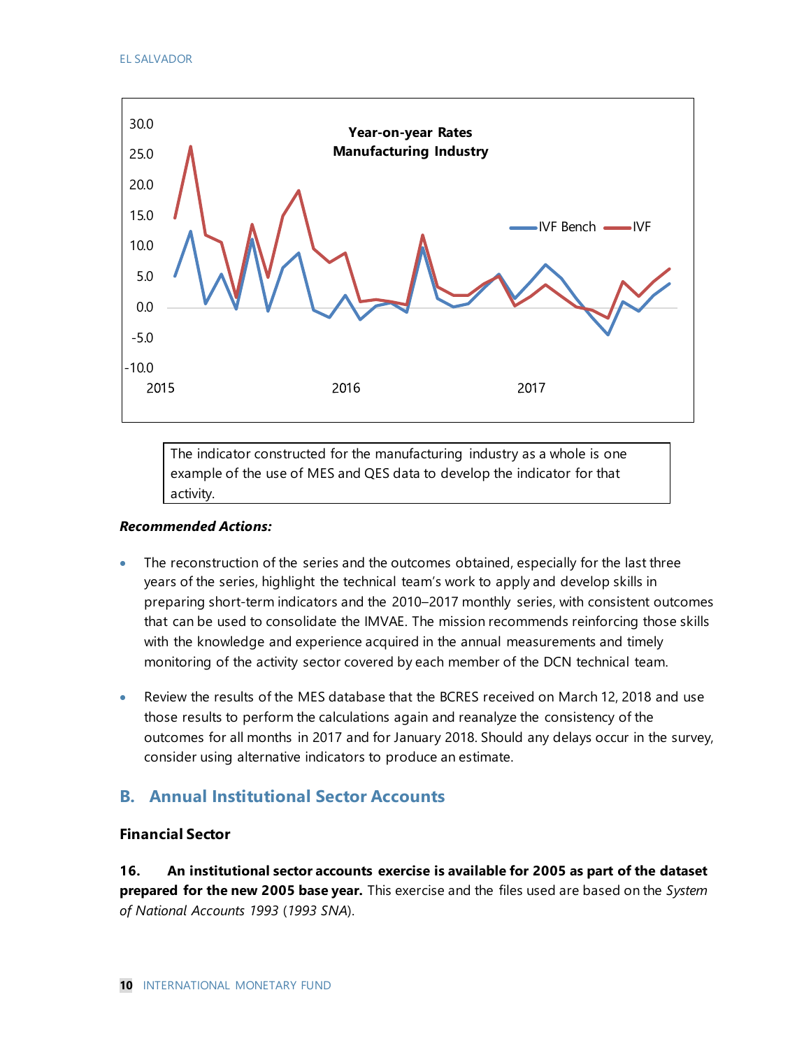The indicator constructed for the manufacturing industry as a whole is one example of the use of MES and QES data to develop the indicator for that activity.

***Recommended Actions:***

- The reconstruction of the series and the outcomes obtained, especially for the last three years of the series, highlight the technical team's work to apply and develop skills in preparing short-term indicators and the 2010–2017 monthly series, with consistent outcomes that can be used to consolidate the IMVAE. The mission recommends reinforcing those skills with the knowledge and experience acquired in the annual measurements and timely monitoring of the activity sector covered by each member of the DCN technical team.

- Review the results of the MES database that the BCRES received on March 12, 2018 and use those results to perform the calculations again and reanalyze the consistency of the outcomes for all months in 2017 and for January 2018. Should any delays occur in the survey, consider using alternative indicators to produce an estimate.

## B. Annual Institutional Sector Accounts

### Financial Sector

**16. An institutional sector accounts exercise is available for 2005 as part of the dataset prepared for the new 2005 base year.** This exercise and the files used are based on the *System of National Accounts 1993* (*1993 SNA*).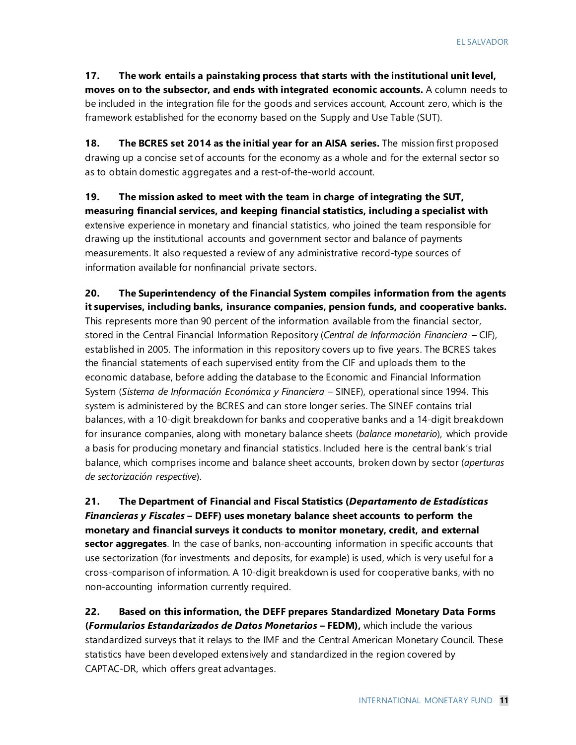17. **The work entails a painstaking process that starts with the institutional unit level, moves on to the subsector, and ends with integrated economic accounts.** A column needs to be included in the integration file for the goods and services account, Account zero, which is the framework established for the economy based on the Supply and Use Table (SUT).

18. **The BCRES set 2014 as the initial year for an AISA series.** The mission first proposed drawing up a concise set of accounts for the economy as a whole and for the external sector so as to obtain domestic aggregates and a rest-of-the-world account.

19. **The mission asked to meet with the team in charge of integrating the SUT, measuring financial services, and keeping financial statistics, including a specialist with** extensive experience in monetary and financial statistics, who joined the team responsible for drawing up the institutional accounts and government sector and balance of payments measurements. It also requested a review of any administrative record-type sources of information available for nonfinancial private sectors.

20. **The Superintendency of the Financial System compiles information from the agents it supervises, including banks, insurance companies, pension funds, and cooperative banks.** This represents more than 90 percent of the information available from the financial sector, stored in the Central Financial Information Repository (*Central de Información Financiera* – CIF), established in 2005. The information in this repository covers up to five years. The BCRES takes the financial statements of each supervised entity from the CIF and uploads them to the economic database, before adding the database to the Economic and Financial Information System (*Sistema de Información Económica y Financiera* – SINEF), operational since 1994. This system is administered by the BCRES and can store longer series. The SINEF contains trial balances, with a 10-digit breakdown for banks and cooperative banks and a 14-digit breakdown for insurance companies, along with monetary balance sheets (*balance monetario*), which provide a basis for producing monetary and financial statistics. Included here is the central bank's trial balance, which comprises income and balance sheet accounts, broken down by sector (*aperturas de sectorización respective*).

21. **The Department of Financial and Fiscal Statistics (*Departamento de Estadísticas Financieras y Fiscales* – DEFF) uses monetary balance sheet accounts to perform the monetary and financial surveys it conducts to monitor monetary, credit, and external sector aggregates**. In the case of banks, non-accounting information in specific accounts that use sectorization (for investments and deposits, for example) is used, which is very useful for a cross-comparison of information. A 10-digit breakdown is used for cooperative banks, with no non-accounting information currently required.

22. **Based on this information, the DEFF prepares Standardized Monetary Data Forms (*Formularios Estandarizados de Datos Monetarios* – FEDM),** which include the various standardized surveys that it relays to the IMF and the Central American Monetary Council. These statistics have been developed extensively and standardized in the region covered by CAPTAC-DR, which offers great advantages.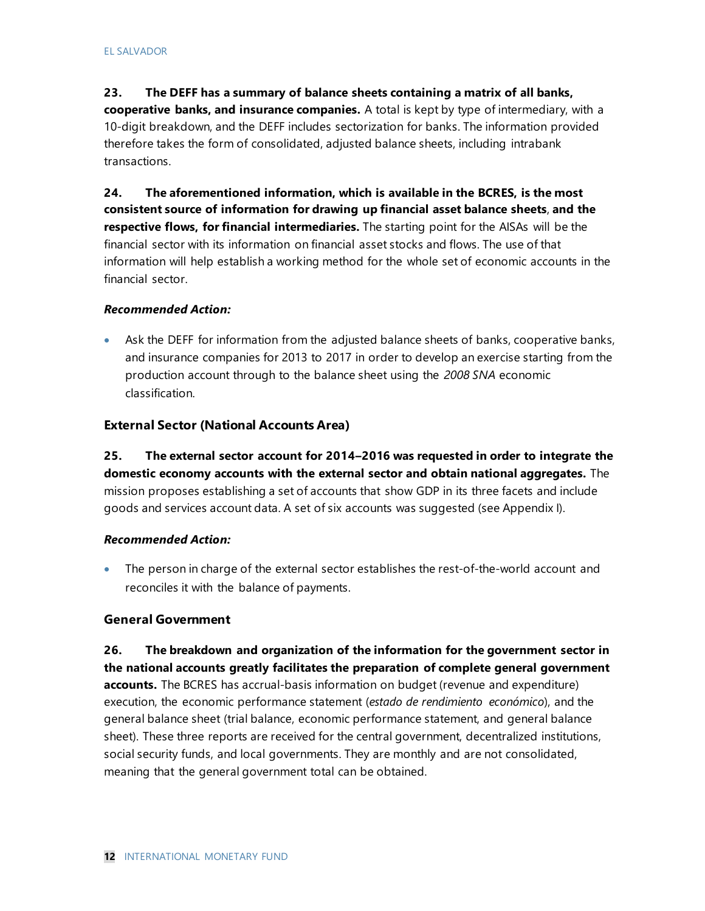**23. The DEFF has a summary of balance sheets containing a matrix of all banks, cooperative banks, and insurance companies.** A total is kept by type of intermediary, with a 10-digit breakdown, and the DEFF includes sectorization for banks. The information provided therefore takes the form of consolidated, adjusted balance sheets, including intrabank transactions.

**24. The aforementioned information, which is available in the BCRES, is the most consistent source of information for drawing up financial asset balance sheets, and the respective flows, for financial intermediaries.** The starting point for the AISAs will be the financial sector with its information on financial asset stocks and flows. The use of that information will help establish a working method for the whole set of economic accounts in the financial sector.

***Recommended Action:***

- Ask the DEFF for information from the adjusted balance sheets of banks, cooperative banks, and insurance companies for 2013 to 2017 in order to develop an exercise starting from the production account through to the balance sheet using the *2008 SNA* economic classification.

### External Sector (National Accounts Area)

**25. The external sector account for 2014–2016 was requested in order to integrate the domestic economy accounts with the external sector and obtain national aggregates.** The mission proposes establishing a set of accounts that show GDP in its three facets and include goods and services account data. A set of six accounts was suggested (see Appendix I).

***Recommended Action:***

- The person in charge of the external sector establishes the rest-of-the-world account and reconciles it with the balance of payments.

### General Government

**26. The breakdown and organization of the information for the government sector in the national accounts greatly facilitates the preparation of complete general government accounts.** The BCRES has accrual-basis information on budget (revenue and expenditure) execution, the economic performance statement (*estado de rendimiento económico*), and the general balance sheet (trial balance, economic performance statement, and general balance sheet). These three reports are received for the central government, decentralized institutions, social security funds, and local governments. They are monthly and are not consolidated, meaning that the general government total can be obtained.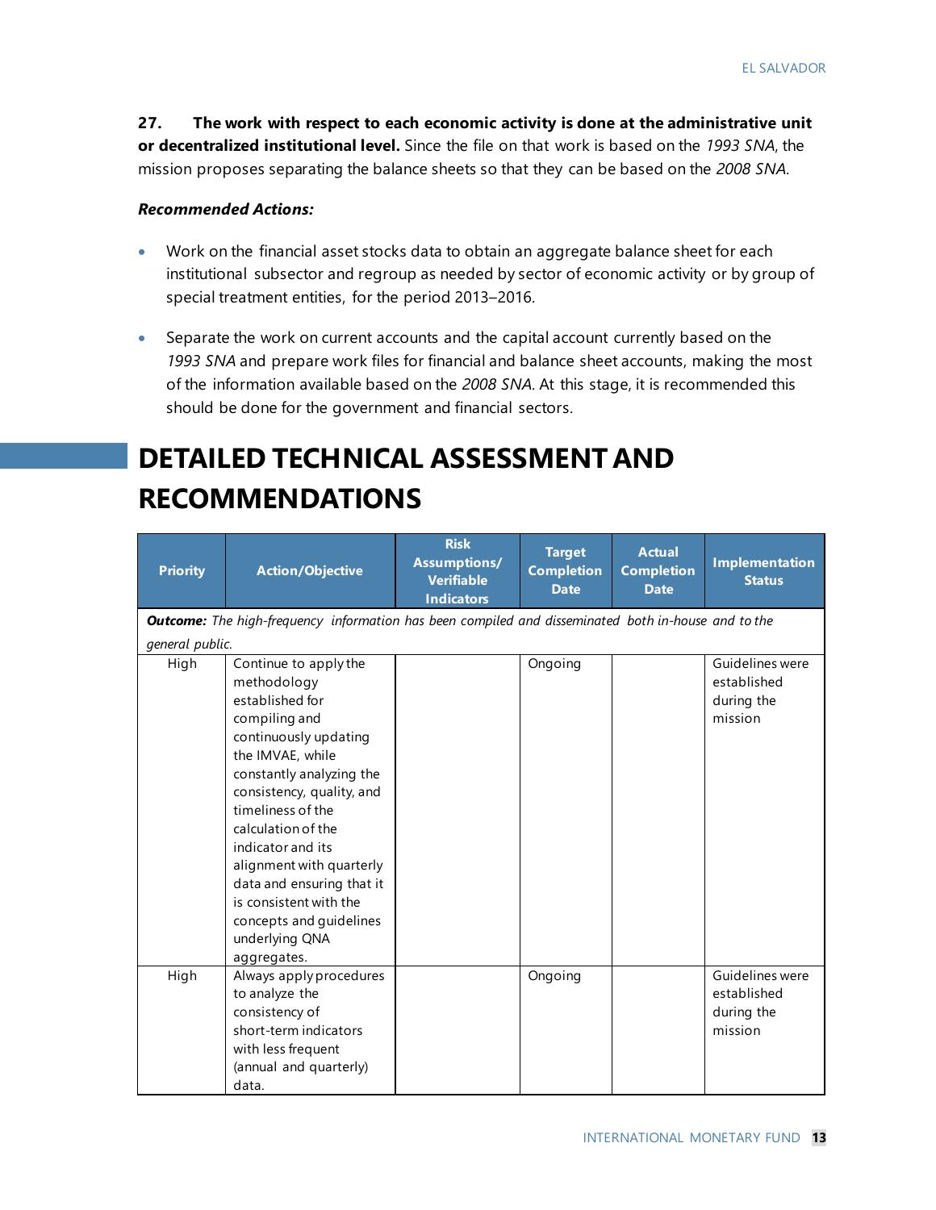**27. The work with respect to each economic activity is done at the administrative unit or decentralized institutional level.** Since the file on that work is based on the *1993 SNA*, the mission proposes separating the balance sheets so that they can be based on the *2008 SNA*.

***Recommended Actions:***

- Work on the financial asset stocks data to obtain an aggregate balance sheet for each institutional subsector and regroup as needed by sector of economic activity or by group of special treatment entities, for the period 2013–2016.
- Separate the work on current accounts and the capital account currently based on the *1993 SNA* and prepare work files for financial and balance sheet accounts, making the most of the information available based on the *2008 SNA*. At this stage, it is recommended this should be done for the government and financial sectors.

# DETAILED TECHNICAL ASSESSMENT AND RECOMMENDATIONS

| Priority | Action/Objective | Risk Assumptions/ Verifiable Indicators | Target Completion Date | Actual Completion Date | Implementation Status |
|---|---|---|---|---|---|
| ***Outcome:*** *The high-frequency information has been compiled and disseminated both in-house and to the general public.* | | | | | |
| High | Continue to apply the methodology established for compiling and continuously updating the IMVAE, while constantly analyzing the consistency, quality, and timeliness of the calculation of the indicator and its alignment with quarterly data and ensuring that it is consistent with the concepts and guidelines underlying QNA aggregates. | | Ongoing | | Guidelines were established during the mission |
| High | Always apply procedures to analyze the consistency of short-term indicators with less frequent (annual and quarterly) data. | | Ongoing | | Guidelines were established during the mission |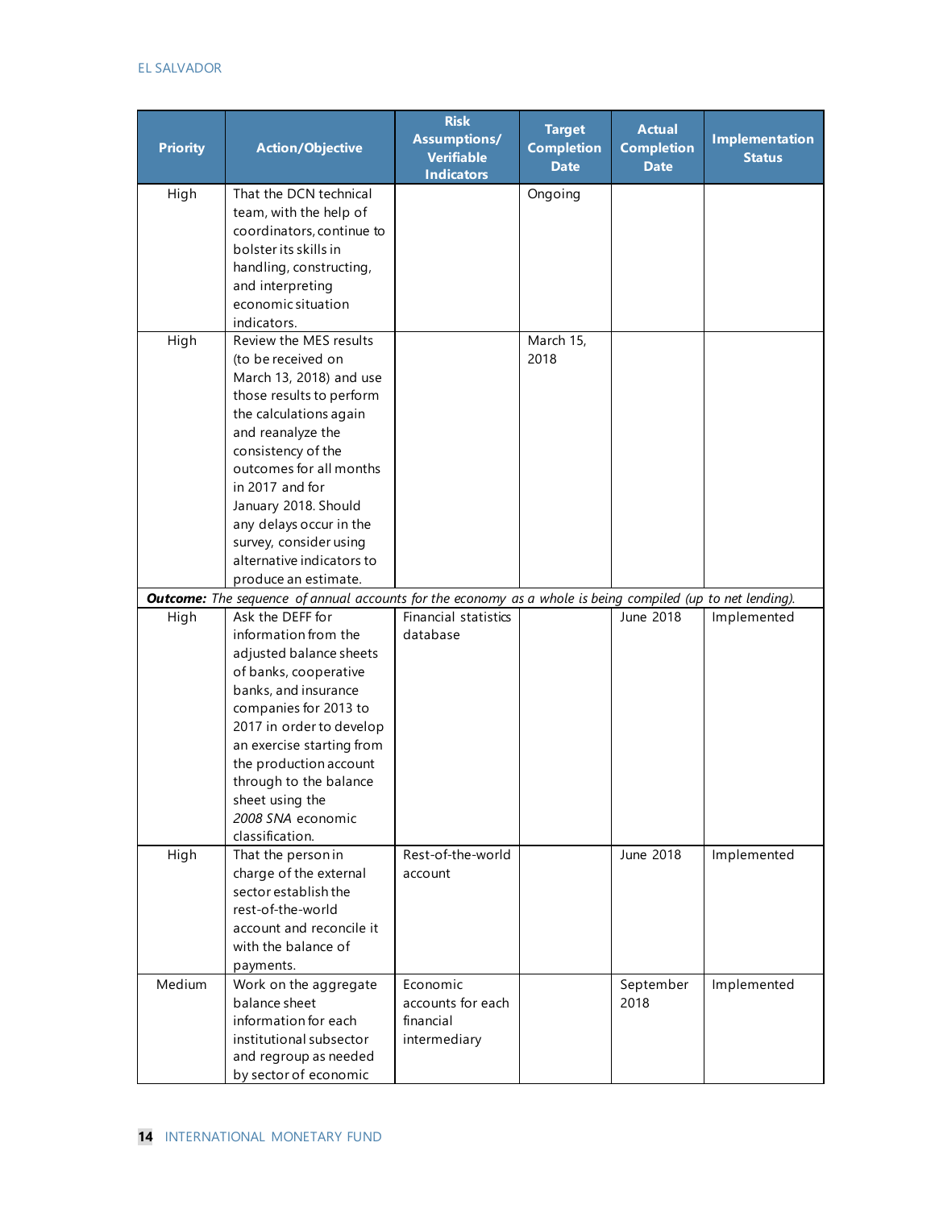| Priority | Action/Objective | Risk Assumptions/ Verifiable Indicators | Target Completion Date | Actual Completion Date | Implementation Status |
|---|---|---|---|---|---|
| High | That the DCN technical team, with the help of coordinators, continue to bolster its skills in handling, constructing, and interpreting economic situation indicators. | | Ongoing | | |
| High | Review the MES results (to be received on March 13, 2018) and use those results to perform the calculations again and reanalyze the consistency of the outcomes for all months in 2017 and for January 2018. Should any delays occur in the survey, consider using alternative indicators to produce an estimate. | | March 15, 2018 | | |
| ***Outcome:*** *The sequence of annual accounts for the economy as a whole is being compiled (up to net lending).* | | | | | |
| High | Ask the DEFF for information from the adjusted balance sheets of banks, cooperative banks, and insurance companies for 2013 to 2017 in order to develop an exercise starting from the production account through to the balance sheet using the *2008 SNA* economic classification. | Financial statistics database | | June 2018 | Implemented |
| High | That the person in charge of the external sector establish the rest-of-the-world account and reconcile it with the balance of payments. | Rest-of-the-world account | | June 2018 | Implemented |
| Medium | Work on the aggregate balance sheet information for each institutional subsector and regroup as needed by sector of economic | Economic accounts for each financial intermediary | | September 2018 | Implemented |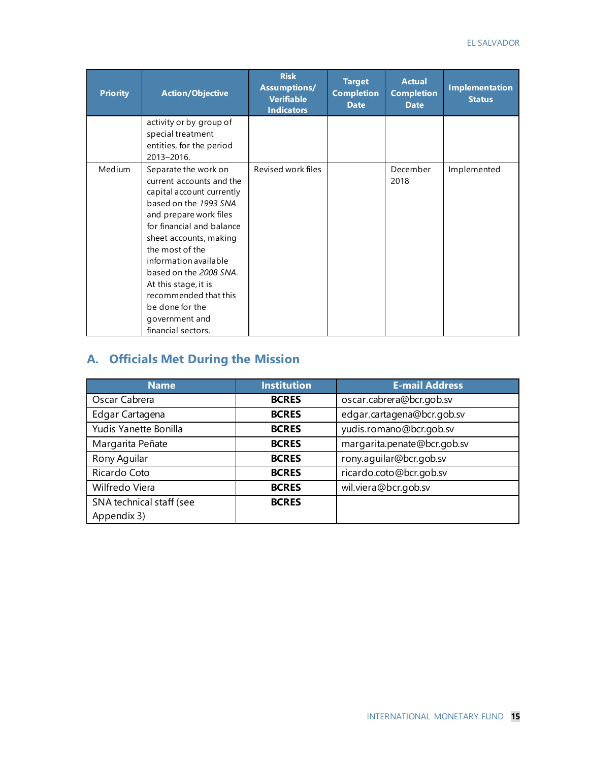| Priority | Action/Objective | Risk Assumptions/ Verifiable Indicators | Target Completion Date | Actual Completion Date | Implementation Status |
|---|---|---|---|---|---|
| | activity or by group of special treatment entities, for the period 2013–2016. | | | | |
| Medium | Separate the work on current accounts and the capital account currently based on the *1993 SNA* and prepare work files for financial and balance sheet accounts, making the most of the information available based on the *2008 SNA*. At this stage, it is recommended that this be done for the government and financial sectors. | Revised work files | | December 2018 | Implemented |

## A. Officials Met During the Mission

| Name | Institution | E-mail Address |
|---|---|---|
| Oscar Cabrera | **BCRES** | oscar.cabrera@bcr.gob.sv |
| Edgar Cartagena | **BCRES** | edgar.cartagena@bcr.gob.sv |
| Yudis Yanette Bonilla | **BCRES** | yudis.romano@bcr.gob.sv |
| Margarita Peñate | **BCRES** | margarita.penate@bcr.gob.sv |
| Rony Aguilar | **BCRES** | rony.aguilar@bcr.gob.sv |
| Ricardo Coto | **BCRES** | ricardo.coto@bcr.gob.sv |
| Wilfredo Viera | **BCRES** | wil.viera@bcr.gob.sv |
| SNA technical staff (see Appendix 3) | **BCRES** | |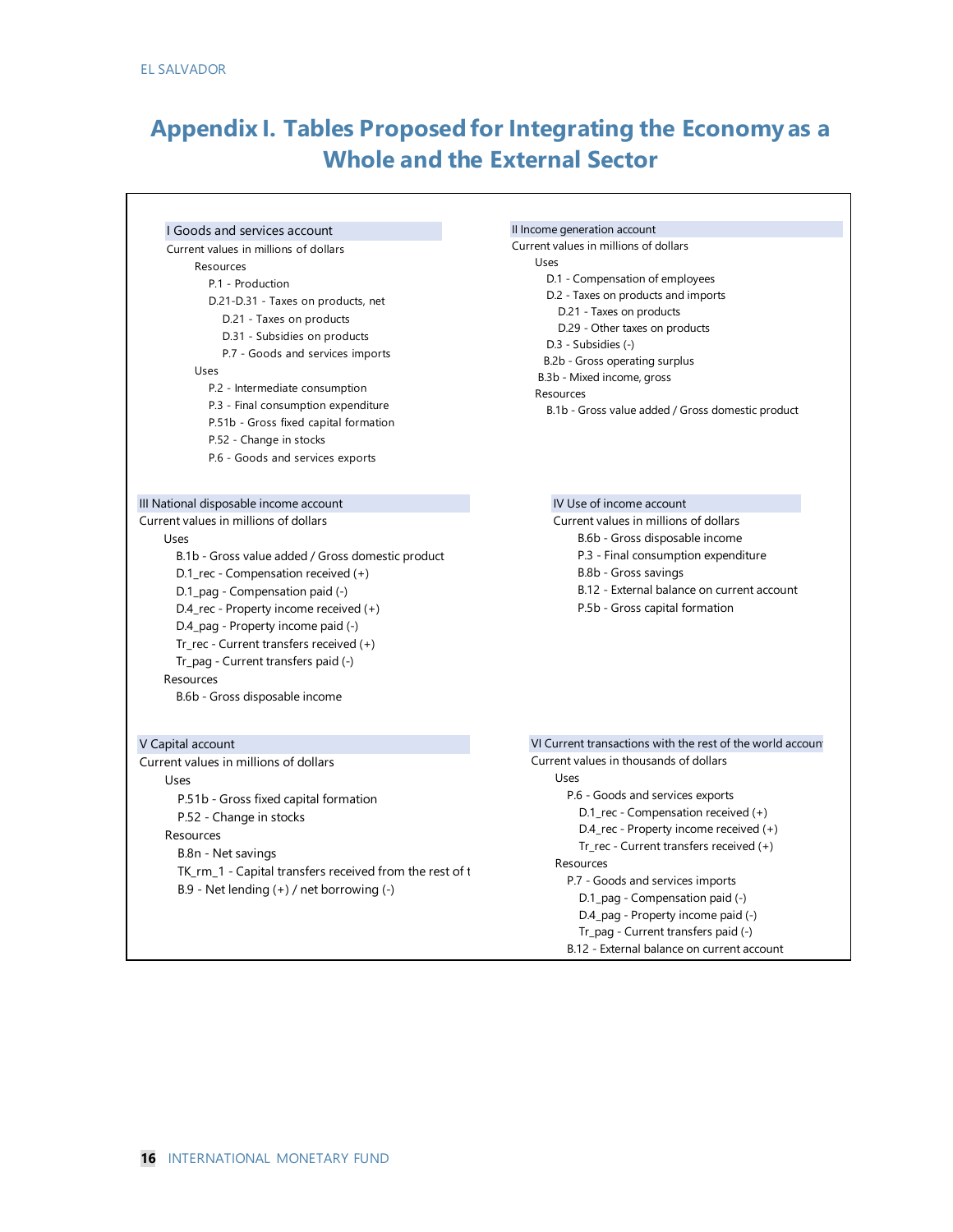# Appendix I. Tables Proposed for Integrating the Economy as a Whole and the External Sector

### I Goods and services account

Current values in millions of dollars

- Resources
  - P.1 - Production
  - D.21-D.31 - Taxes on products, net
    - D.21 - Taxes on products
    - D.31 - Subsidies on products
    - P.7 - Goods and services imports
- Uses
  - P.2 - Intermediate consumption
  - P.3 - Final consumption expenditure
  - P.51b - Gross fixed capital formation
  - P.52 - Change in stocks
  - P.6 - Goods and services exports

### II Income generation account

Current values in millions of dollars

- Uses
  - D.1 - Compensation of employees
  - D.2 - Taxes on products and imports
    - D.21 - Taxes on products
    - D.29 - Other taxes on products
  - D.3 - Subsidies (-)
  - B.2b - Gross operating surplus
  - B.3b - Mixed income, gross
- Resources
  - B.1b - Gross value added / Gross domestic product

### III National disposable income account

Current values in millions of dollars

- Uses
  - B.1b - Gross value added / Gross domestic product
  - D.1_rec - Compensation received (+)
  - D.1_pag - Compensation paid (-)
  - D.4_rec - Property income received (+)
  - D.4_pag - Property income paid (-)
  - Tr_rec - Current transfers received (+)
  - Tr_pag - Current transfers paid (-)
- Resources
  - B.6b - Gross disposable income

### IV Use of income account

Current values in millions of dollars

- B.6b - Gross disposable income
- P.3 - Final consumption expenditure
- B.8b - Gross savings
- B.12 - External balance on current account
- P.5b - Gross capital formation

### V Capital account

Current values in millions of dollars

- Uses
  - P.51b - Gross fixed capital formation
  - P.52 - Change in stocks
- Resources
  - B.8n - Net savings
  - TK_rm_1 - Capital transfers received from the rest of t
  - B.9 - Net lending (+) / net borrowing (-)

### VI Current transactions with the rest of the world accoun

Current values in thousands of dollars

- Uses
  - P.6 - Goods and services exports
    - D.1_rec - Compensation received (+)
    - D.4_rec - Property income received (+)
    - Tr_rec - Current transfers received (+)
- Resources
  - P.7 - Goods and services imports
    - D.1_pag - Compensation paid (-)
    - D.4_pag - Property income paid (-)
    - Tr_pag - Current transfers paid (-)
  - B.12 - External balance on current account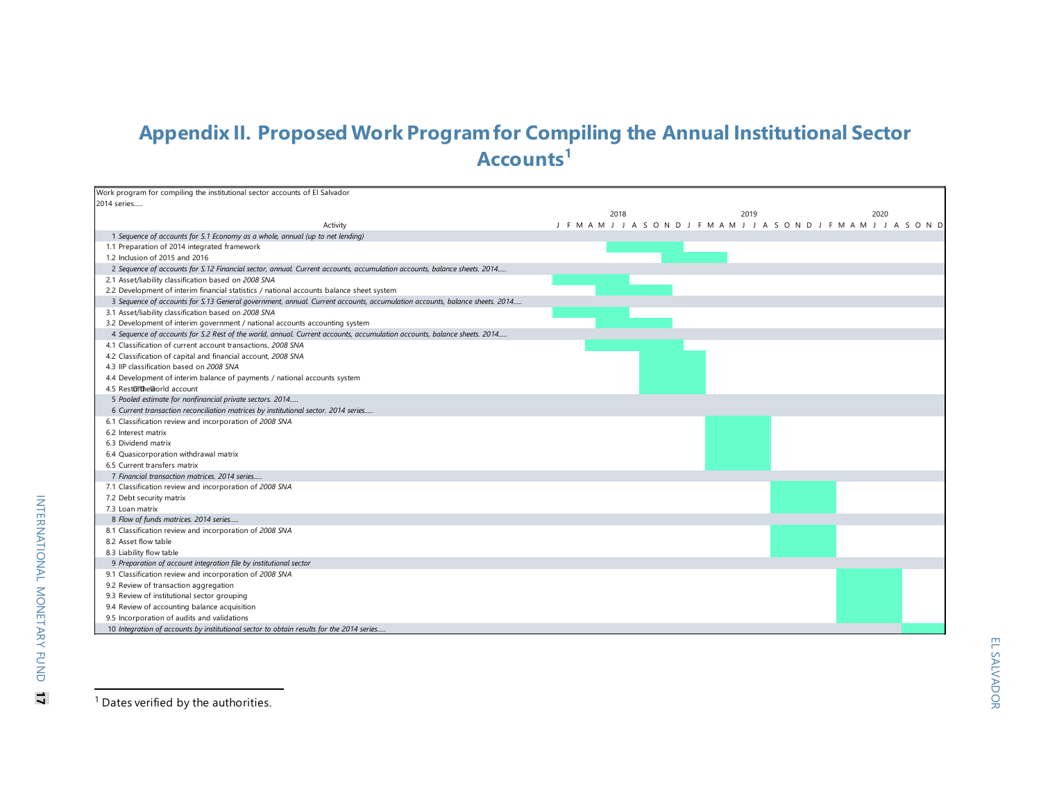# Appendix II. Proposed Work Program for Compiling the Annual Institutional Sector Accounts[1]

Work program for compiling the institutional sector accounts of El Salvador

2014 series.....

| Activity | 2018 | 2019 | 2020 |
|---|---|---|---|
| 1 *Sequence of accounts for S.1 Economy as a whole, annual (up to net lending)* | | | |
| 1.1 Preparation of 2014 integrated framework | Jun–Dec | | |
| 1.2 Inclusion of 2015 and 2016 | Nov–Dec | Jan–Feb | |
| 2 *Sequence of accounts for S.12 Financial sector, annual. Current accounts, accumulation accounts, balance sheets. 2014.....* | | | |
| 2.1 Asset/liability classification based on *2008 SNA* | Jan–Jul | | |
| 2.2 Development of interim financial statistics / national accounts balance sheet system | Apr–Nov | | |
| 3 *Sequence of accounts for S.13 General government, annual. Current accounts, accumulation accounts, balance sheets. 2014.....* | | | |
| 3.1 Asset/liability classification based on *2008 SNA* | Jan–Jul | | |
| 3.2 Development of interim government / national accounts accounting system | Apr–Nov | | |
| 4 *Sequence of accounts for S.2 Rest of the world, annual. Current accounts, accumulation accounts, balance sheets. 2014.....* | | | |
| 4.1 Classification of current account transactions, *2008 SNA* | Apr–Dec | | |
| 4.2 Classification of capital and financial account, *2008 SNA* | Aug–Dec | Jan | |
| 4.3 IIP classification based on *2008 SNA* | Aug–Dec | Jan | |
| 4.4 Development of interim balance of payments / national accounts system | Aug–Dec | Jan | |
| 4.5 Rest of the world account | Aug–Dec | Jan | |
| 5 *Pooled estimate for nonfinancial private sectors. 2014.....* | | | |
| 6 *Current transaction reconciliation matrices by institutional sector. 2014 series.....* | | | |
| 6.1 Classification review and incorporation of *2008 SNA* | | Feb–Jul | |
| 6.2 Interest matrix | | Feb–Jul | |
| 6.3 Dividend matrix | | Feb–Jul | |
| 6.4 Quasicorporation withdrawal matrix | | Feb–Jul | |
| 6.5 Current transfers matrix | | Feb–Jul | |
| 7 *Financial transaction matrices. 2014 series.....* | | | |
| 7.1 Classification review and incorporation of *2008 SNA* | | Aug–Jan | Jan |
| 7.2 Debt security matrix | | Aug–Dec | Jan |
| 7.3 Loan matrix | | Aug–Dec | Jan |
| 8 *Flow of funds matrices. 2014 series.....* | | | |
| 8.1 Classification review and incorporation of *2008 SNA* | | Aug–Dec | Jan |
| 8.2 Asset flow table | | Aug–Dec | Jan |
| 8.3 Liability flow table | | Aug–Dec | Jan |
| 9 *Preparation of account integration file by institutional sector* | | | |
| 9.1 Classification review and incorporation of *2008 SNA* | | | Feb–Jul |
| 9.2 Review of transaction aggregation | | | Feb–Jul |
| 9.3 Review of institutional sector grouping | | | Feb–Jul |
| 9.4 Review of accounting balance acquisition | | | Feb–Jul |
| 9.5 Incorporation of audits and validations | | | Feb–Jul |
| 10 *Integration of accounts by institutional sector to obtain results for the 2014 series.....* | | | Aug–Dec |

[1] Dates verified by the authorities.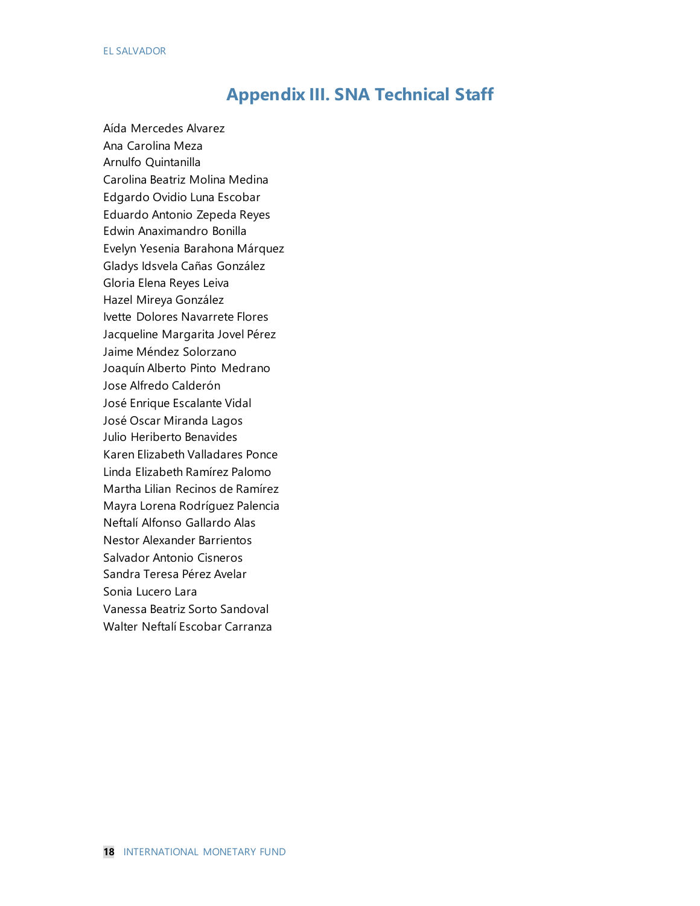# Appendix III. SNA Technical Staff

Aída Mercedes Alvarez
Ana Carolina Meza
Arnulfo Quintanilla
Carolina Beatriz Molina Medina
Edgardo Ovidio Luna Escobar
Eduardo Antonio Zepeda Reyes
Edwin Anaximandro Bonilla
Evelyn Yesenia Barahona Márquez
Gladys Idsvela Cañas González
Gloria Elena Reyes Leiva
Hazel Mireya González
Ivette Dolores Navarrete Flores
Jacqueline Margarita Jovel Pérez
Jaime Méndez Solorzano
Joaquín Alberto Pinto Medrano
Jose Alfredo Calderón
José Enrique Escalante Vidal
José Oscar Miranda Lagos
Julio Heriberto Benavides
Karen Elizabeth Valladares Ponce
Linda Elizabeth Ramírez Palomo
Martha Lilian Recinos de Ramírez
Mayra Lorena Rodríguez Palencia
Neftalí Alfonso Gallardo Alas
Nestor Alexander Barrientos
Salvador Antonio Cisneros
Sandra Teresa Pérez Avelar
Sonia Lucero Lara
Vanessa Beatriz Sorto Sandoval
Walter Neftalí Escobar Carranza